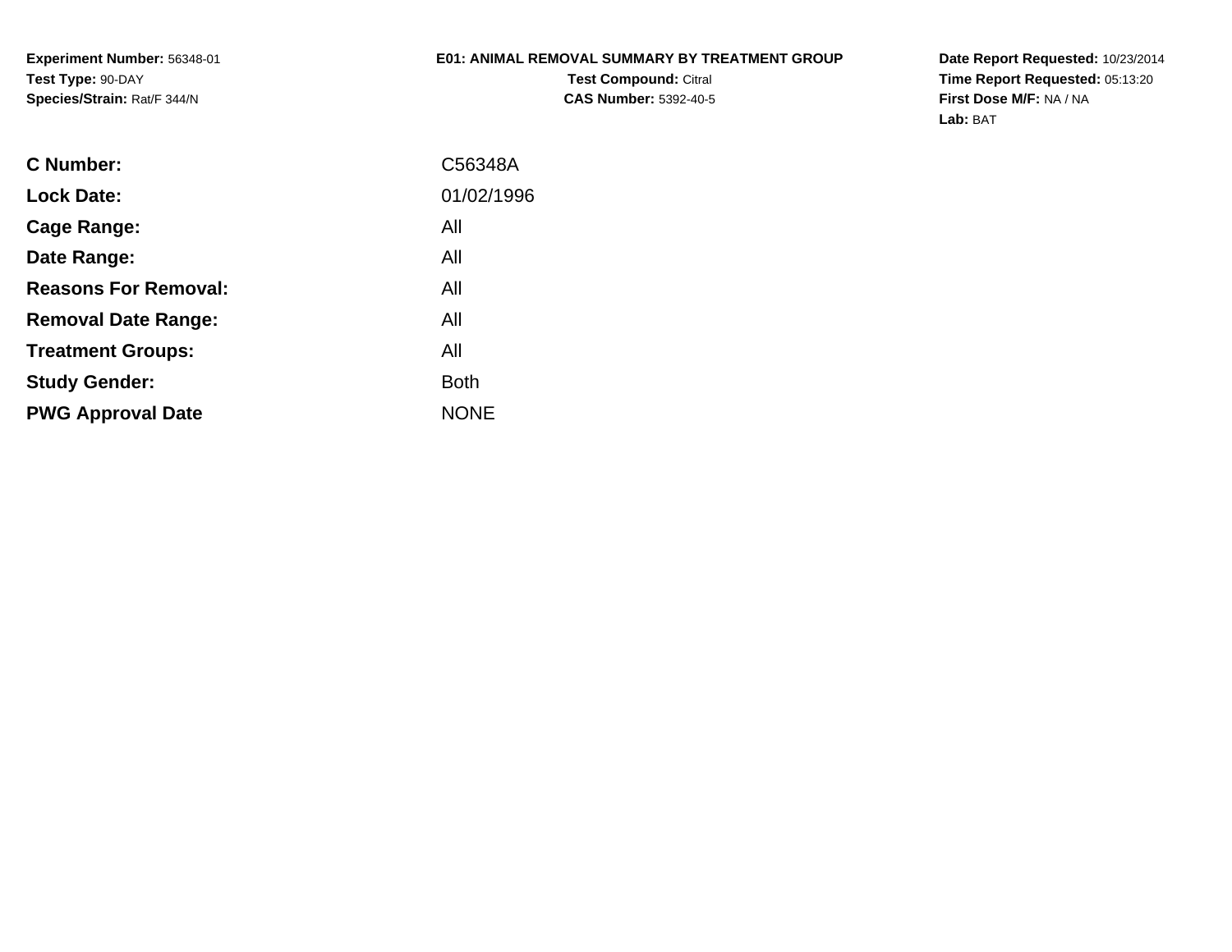**Experiment Number:** 56348-01
**Test Type:** 90-DAY
**Species/Strain:** Rat/F 344/N

**E01: ANIMAL REMOVAL SUMMARY BY TREATMENT GROUP**
**Test Compound:** Citral
**CAS Number:** 5392-40-5

**Date Report Requested:** 10/23/2014
**Time Report Requested:** 05:13:20
**First Dose M/F:** NA / NA
**Lab:** BAT

| | |
|---|---|
| **C Number:** | C56348A |
| **Lock Date:** | 01/02/1996 |
| **Cage Range:** | All |
| **Date Range:** | All |
| **Reasons For Removal:** | All |
| **Removal Date Range:** | All |
| **Treatment Groups:** | All |
| **Study Gender:** | Both |
| **PWG Approval Date** | NONE |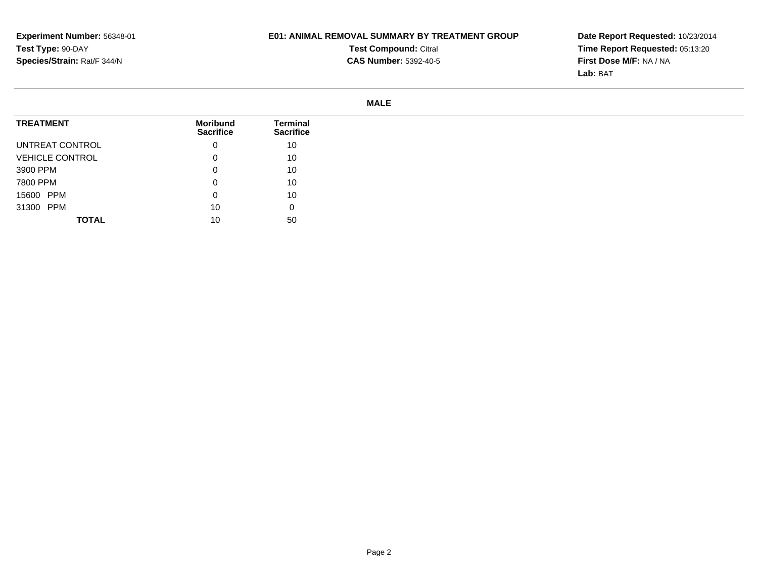**Experiment Number:** 56348-01
**Test Type:** 90-DAY
**Species/Strain:** Rat/F 344/N

**E01: ANIMAL REMOVAL SUMMARY BY TREATMENT GROUP**
**Test Compound:** Citral
**CAS Number:** 5392-40-5

**Date Report Requested:** 10/23/2014
**Time Report Requested:** 05:13:20
**First Dose M/F:** NA / NA
**Lab:** BAT

**MALE**

| TREATMENT | Moribund Sacrifice | Terminal Sacrifice |
|---|---|---|
| UNTREAT CONTROL | 0 | 10 |
| VEHICLE CONTROL | 0 | 10 |
| 3900 PPM | 0 | 10 |
| 7800 PPM | 0 | 10 |
| 15600 PPM | 0 | 10 |
| 31300 PPM | 10 | 0 |
| **TOTAL** | 10 | 50 |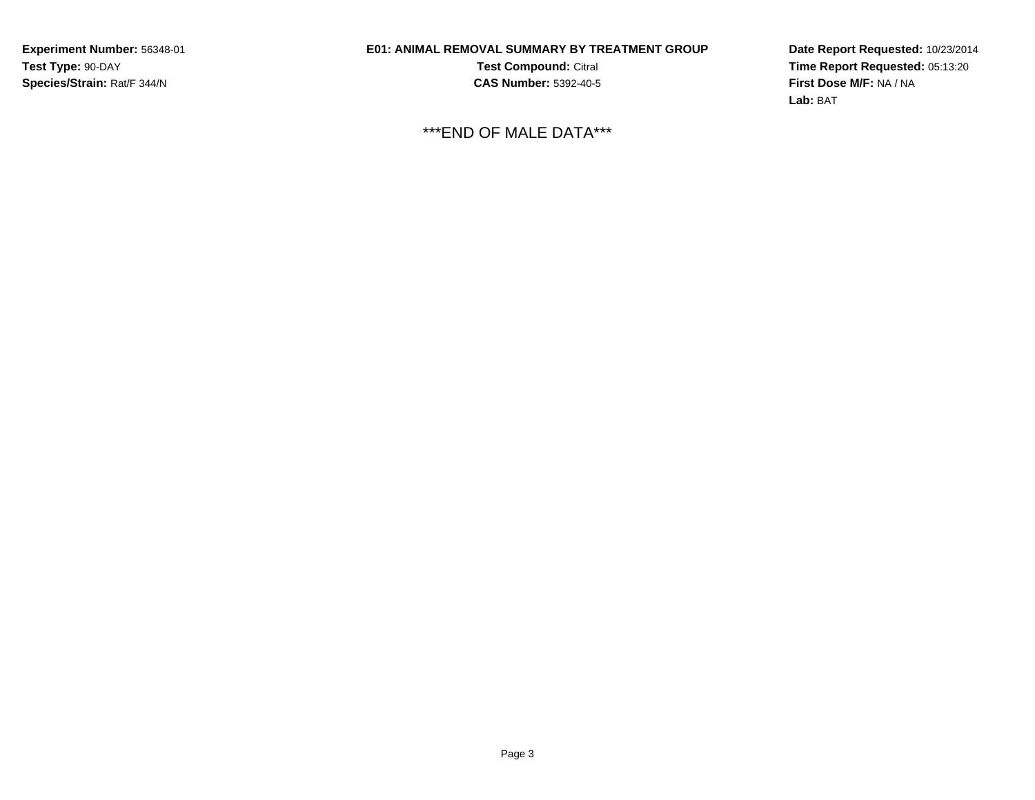**Experiment Number:** 56348-01
**Test Type:** 90-DAY
**Species/Strain:** Rat/F 344/N

**E01: ANIMAL REMOVAL SUMMARY BY TREATMENT GROUP**
**Test Compound:** Citral
**CAS Number:** 5392-40-5

**Date Report Requested:** 10/23/2014
**Time Report Requested:** 05:13:20
**First Dose M/F:** NA / NA
**Lab:** BAT

***END OF MALE DATA***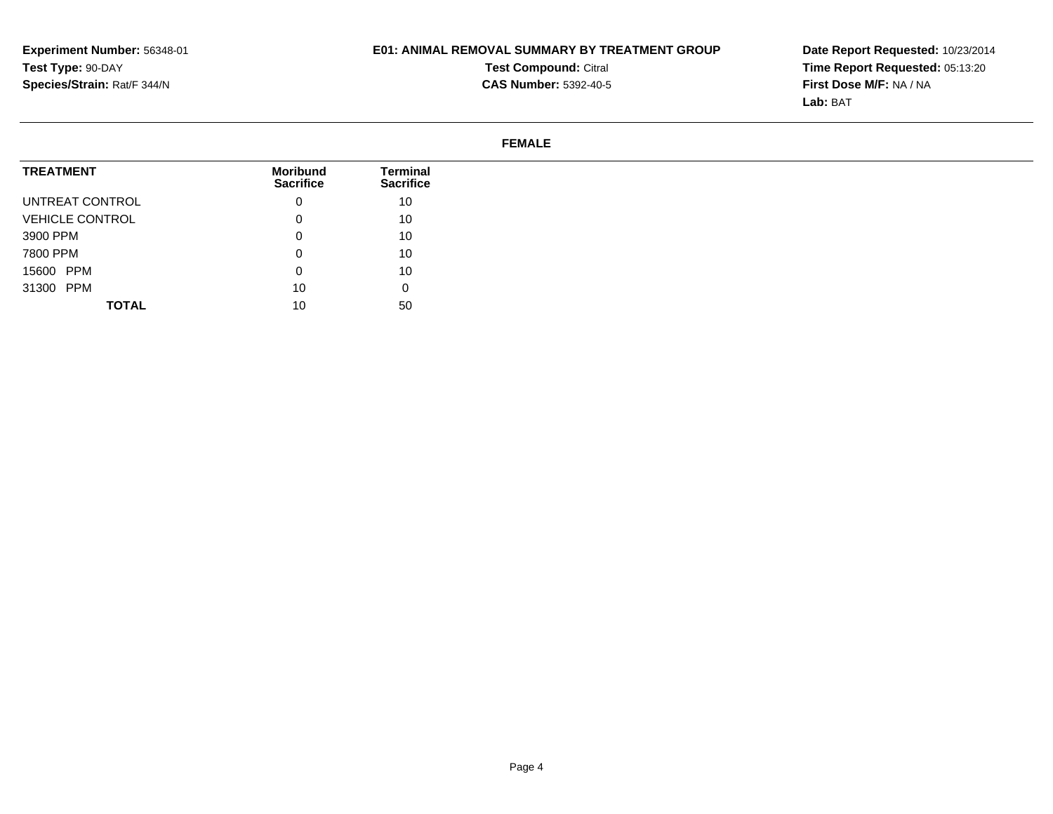**Experiment Number:** 56348-01
**Test Type:** 90-DAY
**Species/Strain:** Rat/F 344/N

**E01: ANIMAL REMOVAL SUMMARY BY TREATMENT GROUP**
**Test Compound:** Citral
**CAS Number:** 5392-40-5

**Date Report Requested:** 10/23/2014
**Time Report Requested:** 05:13:20
**First Dose M/F:** NA / NA
**Lab:** BAT

## FEMALE

| TREATMENT | Moribund Sacrifice | Terminal Sacrifice |
|---|---|---|
| UNTREAT CONTROL | 0 | 10 |
| VEHICLE CONTROL | 0 | 10 |
| 3900 PPM | 0 | 10 |
| 7800 PPM | 0 | 10 |
| 15600 PPM | 0 | 10 |
| 31300 PPM | 10 | 0 |
| **TOTAL** | 10 | 50 |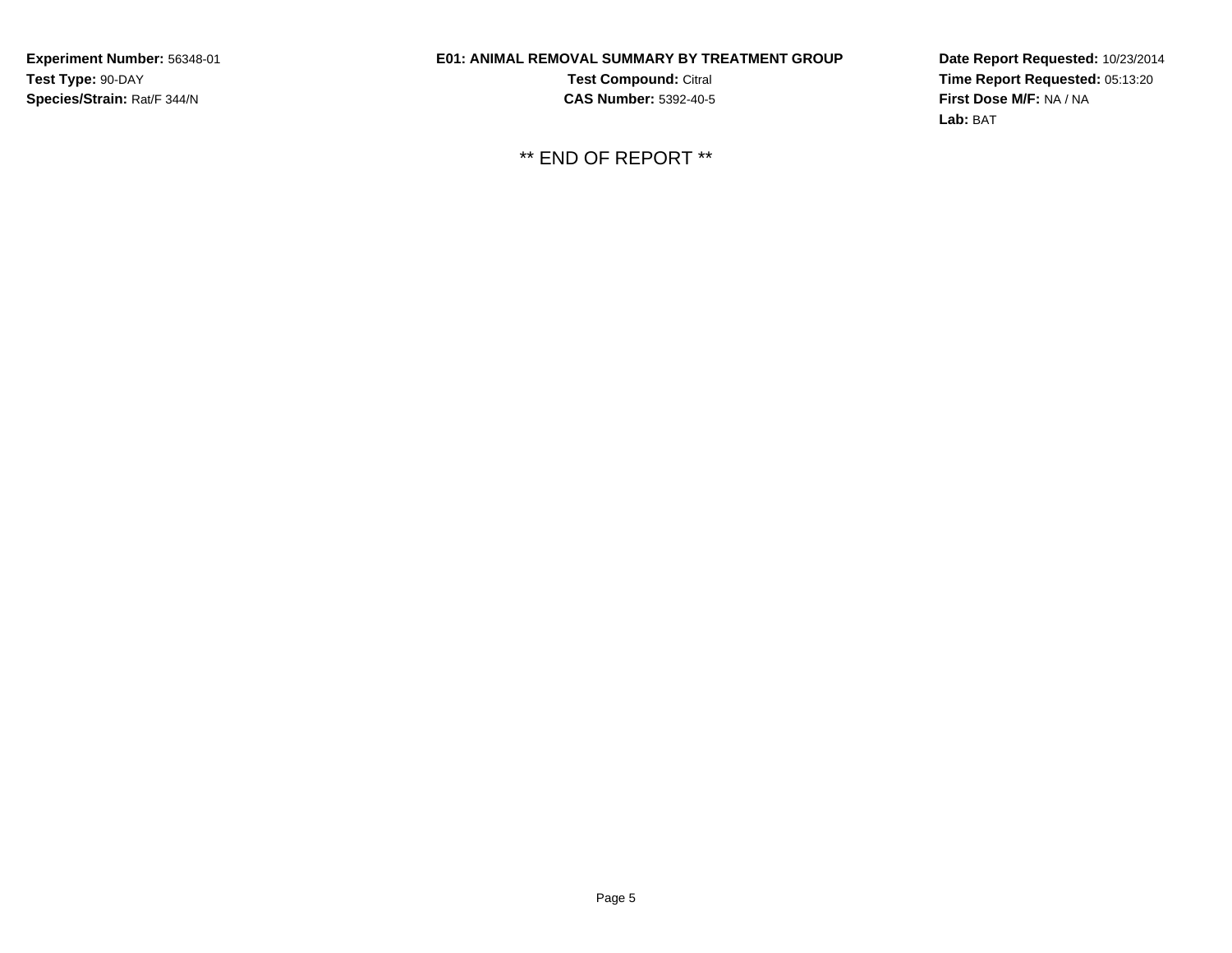**Experiment Number:** 56348-01
**Test Type:** 90-DAY
**Species/Strain:** Rat/F 344/N

**E01: ANIMAL REMOVAL SUMMARY BY TREATMENT GROUP**
**Test Compound:** Citral
**CAS Number:** 5392-40-5

**Date Report Requested:** 10/23/2014
**Time Report Requested:** 05:13:20
**First Dose M/F:** NA / NA
**Lab:** BAT

** END OF REPORT **